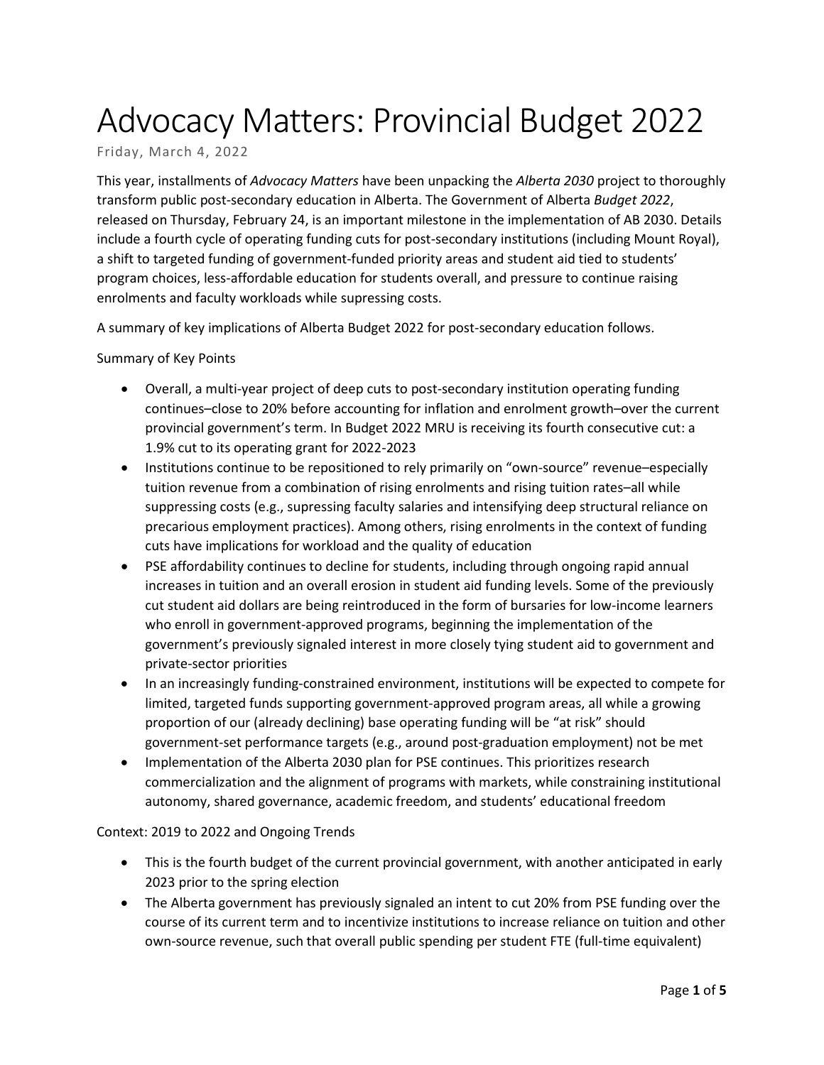# Advocacy Matters: Provincial Budget 2022

Friday, March 4, 2022

This year, installments of *Advocacy Matters* have been unpacking the *Alberta 2030* project to thoroughly transform public post-secondary education in Alberta. The Government of Alberta *Budget 2022*, released on Thursday, February 24, is an important milestone in the implementation of AB 2030. Details include a fourth cycle of operating funding cuts for post-secondary institutions (including Mount Royal), a shift to targeted funding of government-funded priority areas and student aid tied to students' program choices, less-affordable education for students overall, and pressure to continue raising enrolments and faculty workloads while supressing costs.

A summary of key implications of Alberta Budget 2022 for post-secondary education follows.

Summary of Key Points

- Overall, a multi-year project of deep cuts to post-secondary institution operating funding continues–close to 20% before accounting for inflation and enrolment growth–over the current provincial government's term. In Budget 2022 MRU is receiving its fourth consecutive cut: a 1.9% cut to its operating grant for 2022-2023
- Institutions continue to be repositioned to rely primarily on "own-source" revenue–especially tuition revenue from a combination of rising enrolments and rising tuition rates–all while suppressing costs (e.g., supressing faculty salaries and intensifying deep structural reliance on precarious employment practices). Among others, rising enrolments in the context of funding cuts have implications for workload and the quality of education
- PSE affordability continues to decline for students, including through ongoing rapid annual increases in tuition and an overall erosion in student aid funding levels. Some of the previously cut student aid dollars are being reintroduced in the form of bursaries for low-income learners who enroll in government-approved programs, beginning the implementation of the government's previously signaled interest in more closely tying student aid to government and private-sector priorities
- In an increasingly funding-constrained environment, institutions will be expected to compete for limited, targeted funds supporting government-approved program areas, all while a growing proportion of our (already declining) base operating funding will be "at risk" should government-set performance targets (e.g., around post-graduation employment) not be met
- Implementation of the Alberta 2030 plan for PSE continues. This prioritizes research commercialization and the alignment of programs with markets, while constraining institutional autonomy, shared governance, academic freedom, and students' educational freedom

Context: 2019 to 2022 and Ongoing Trends

- This is the fourth budget of the current provincial government, with another anticipated in early 2023 prior to the spring election
- The Alberta government has previously signaled an intent to cut 20% from PSE funding over the course of its current term and to incentivize institutions to increase reliance on tuition and other own-source revenue, such that overall public spending per student FTE (full-time equivalent)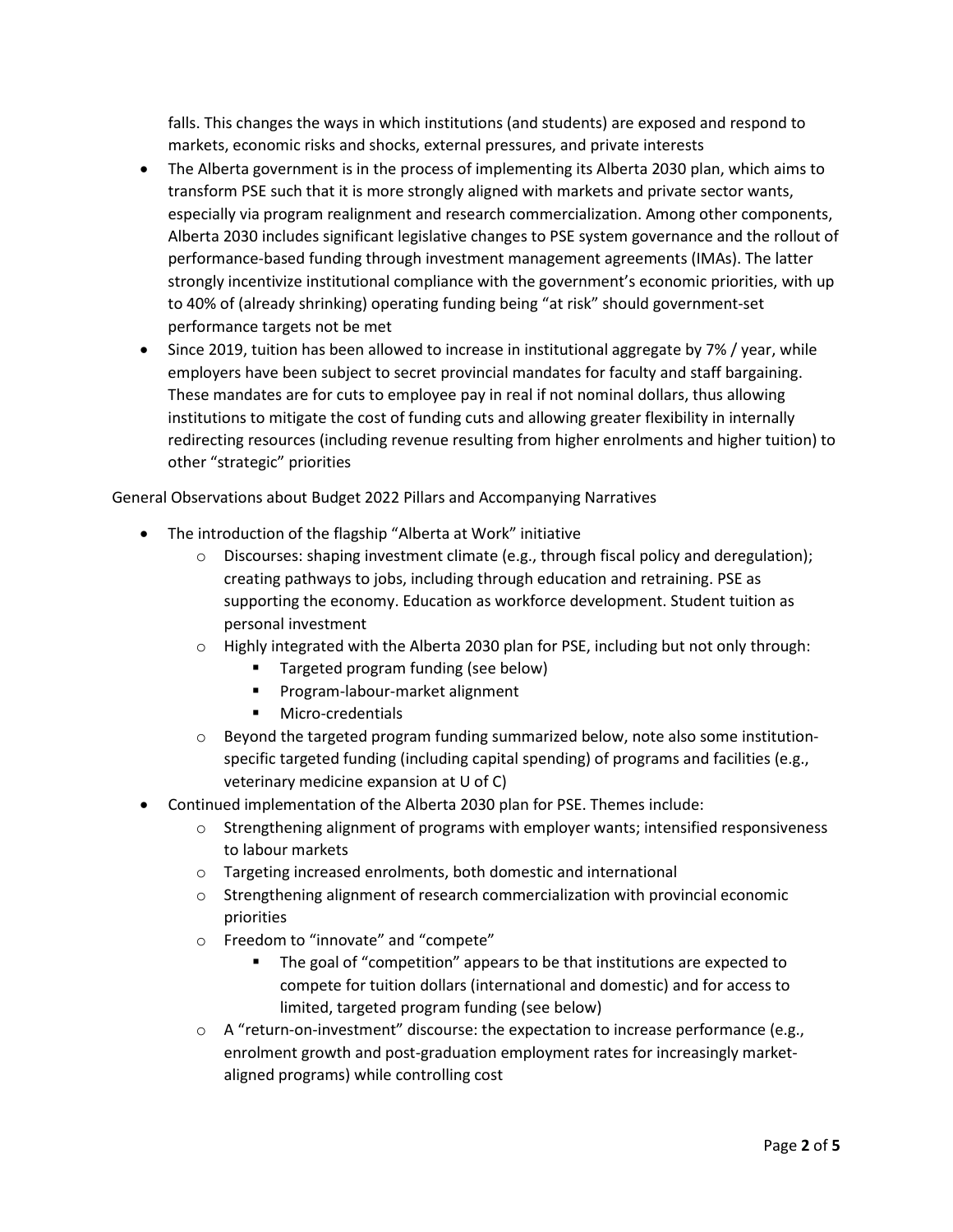falls. This changes the ways in which institutions (and students) are exposed and respond to markets, economic risks and shocks, external pressures, and private interests

- The Alberta government is in the process of implementing its Alberta 2030 plan, which aims to transform PSE such that it is more strongly aligned with markets and private sector wants, especially via program realignment and research commercialization. Among other components, Alberta 2030 includes significant legislative changes to PSE system governance and the rollout of performance-based funding through investment management agreements (IMAs). The latter strongly incentivize institutional compliance with the government's economic priorities, with up to 40% of (already shrinking) operating funding being "at risk" should government-set performance targets not be met
- Since 2019, tuition has been allowed to increase in institutional aggregate by 7% / year, while employers have been subject to secret provincial mandates for faculty and staff bargaining. These mandates are for cuts to employee pay in real if not nominal dollars, thus allowing institutions to mitigate the cost of funding cuts and allowing greater flexibility in internally redirecting resources (including revenue resulting from higher enrolments and higher tuition) to other "strategic" priorities

General Observations about Budget 2022 Pillars and Accompanying Narratives

- The introduction of the flagship "Alberta at Work" initiative
    - Discourses: shaping investment climate (e.g., through fiscal policy and deregulation); creating pathways to jobs, including through education and retraining. PSE as supporting the economy. Education as workforce development. Student tuition as personal investment
    - Highly integrated with the Alberta 2030 plan for PSE, including but not only through:
        - Targeted program funding (see below)
        - Program-labour-market alignment
        - Micro-credentials
    - Beyond the targeted program funding summarized below, note also some institution-specific targeted funding (including capital spending) of programs and facilities (e.g., veterinary medicine expansion at U of C)
- Continued implementation of the Alberta 2030 plan for PSE. Themes include:
    - Strengthening alignment of programs with employer wants; intensified responsiveness to labour markets
    - Targeting increased enrolments, both domestic and international
    - Strengthening alignment of research commercialization with provincial economic priorities
    - Freedom to "innovate" and "compete"
        - The goal of "competition" appears to be that institutions are expected to compete for tuition dollars (international and domestic) and for access to limited, targeted program funding (see below)
    - A "return-on-investment" discourse: the expectation to increase performance (e.g., enrolment growth and post-graduation employment rates for increasingly market-aligned programs) while controlling cost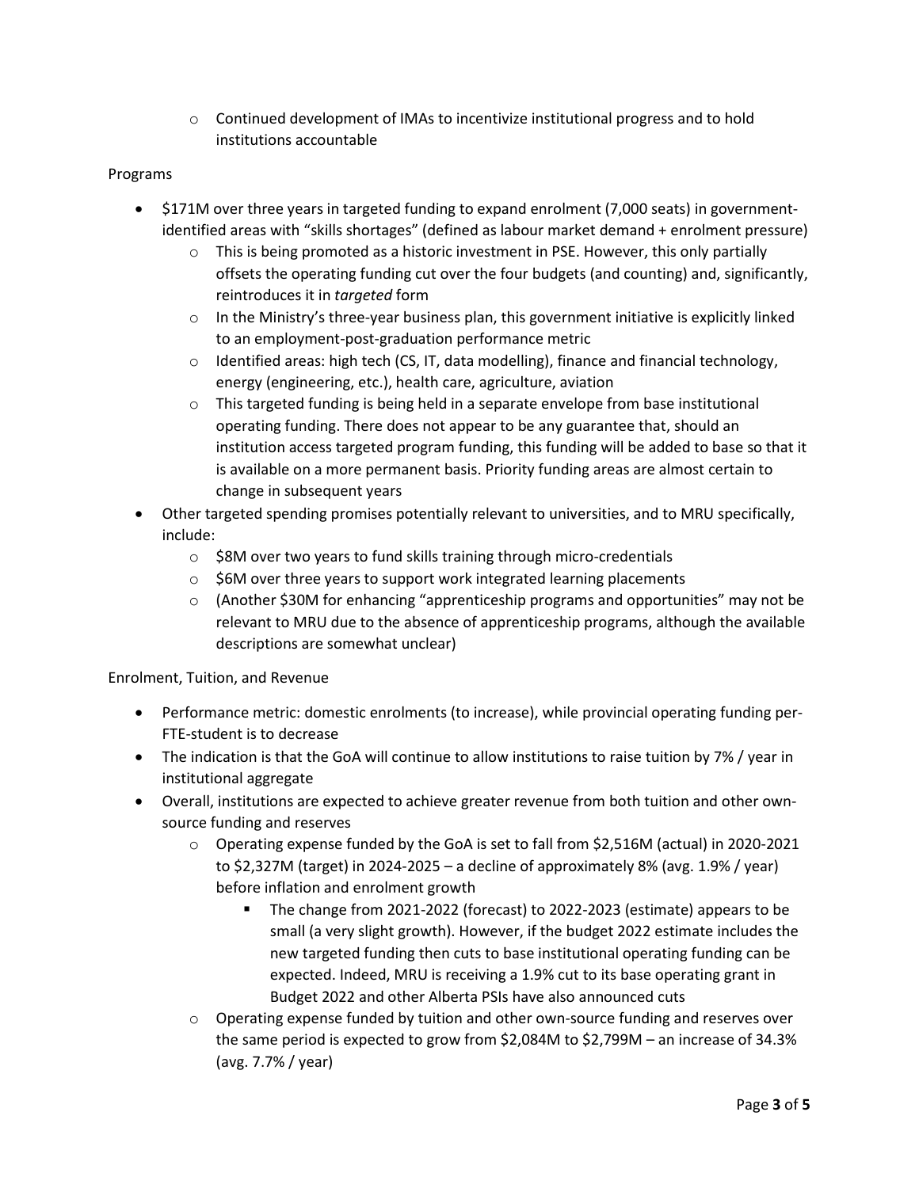- Continued development of IMAs to incentivize institutional progress and to hold institutions accountable

Programs

- $171M over three years in targeted funding to expand enrolment (7,000 seats) in government-identified areas with "skills shortages" (defined as labour market demand + enrolment pressure)
  - This is being promoted as a historic investment in PSE. However, this only partially offsets the operating funding cut over the four budgets (and counting) and, significantly, reintroduces it in *targeted* form
  - In the Ministry's three-year business plan, this government initiative is explicitly linked to an employment-post-graduation performance metric
  - Identified areas: high tech (CS, IT, data modelling), finance and financial technology, energy (engineering, etc.), health care, agriculture, aviation
  - This targeted funding is being held in a separate envelope from base institutional operating funding. There does not appear to be any guarantee that, should an institution access targeted program funding, this funding will be added to base so that it is available on a more permanent basis. Priority funding areas are almost certain to change in subsequent years
- Other targeted spending promises potentially relevant to universities, and to MRU specifically, include:
  - $8M over two years to fund skills training through micro-credentials
  - $6M over three years to support work integrated learning placements
  - (Another $30M for enhancing "apprenticeship programs and opportunities" may not be relevant to MRU due to the absence of apprenticeship programs, although the available descriptions are somewhat unclear)

Enrolment, Tuition, and Revenue

- Performance metric: domestic enrolments (to increase), while provincial operating funding per-FTE-student is to decrease
- The indication is that the GoA will continue to allow institutions to raise tuition by 7% / year in institutional aggregate
- Overall, institutions are expected to achieve greater revenue from both tuition and other own-source funding and reserves
  - Operating expense funded by the GoA is set to fall from $2,516M (actual) in 2020-2021 to $2,327M (target) in 2024-2025 – a decline of approximately 8% (avg. 1.9% / year) before inflation and enrolment growth
    - The change from 2021-2022 (forecast) to 2022-2023 (estimate) appears to be small (a very slight growth). However, if the budget 2022 estimate includes the new targeted funding then cuts to base institutional operating funding can be expected. Indeed, MRU is receiving a 1.9% cut to its base operating grant in Budget 2022 and other Alberta PSIs have also announced cuts
  - Operating expense funded by tuition and other own-source funding and reserves over the same period is expected to grow from $2,084M to $2,799M – an increase of 34.3% (avg. 7.7% / year)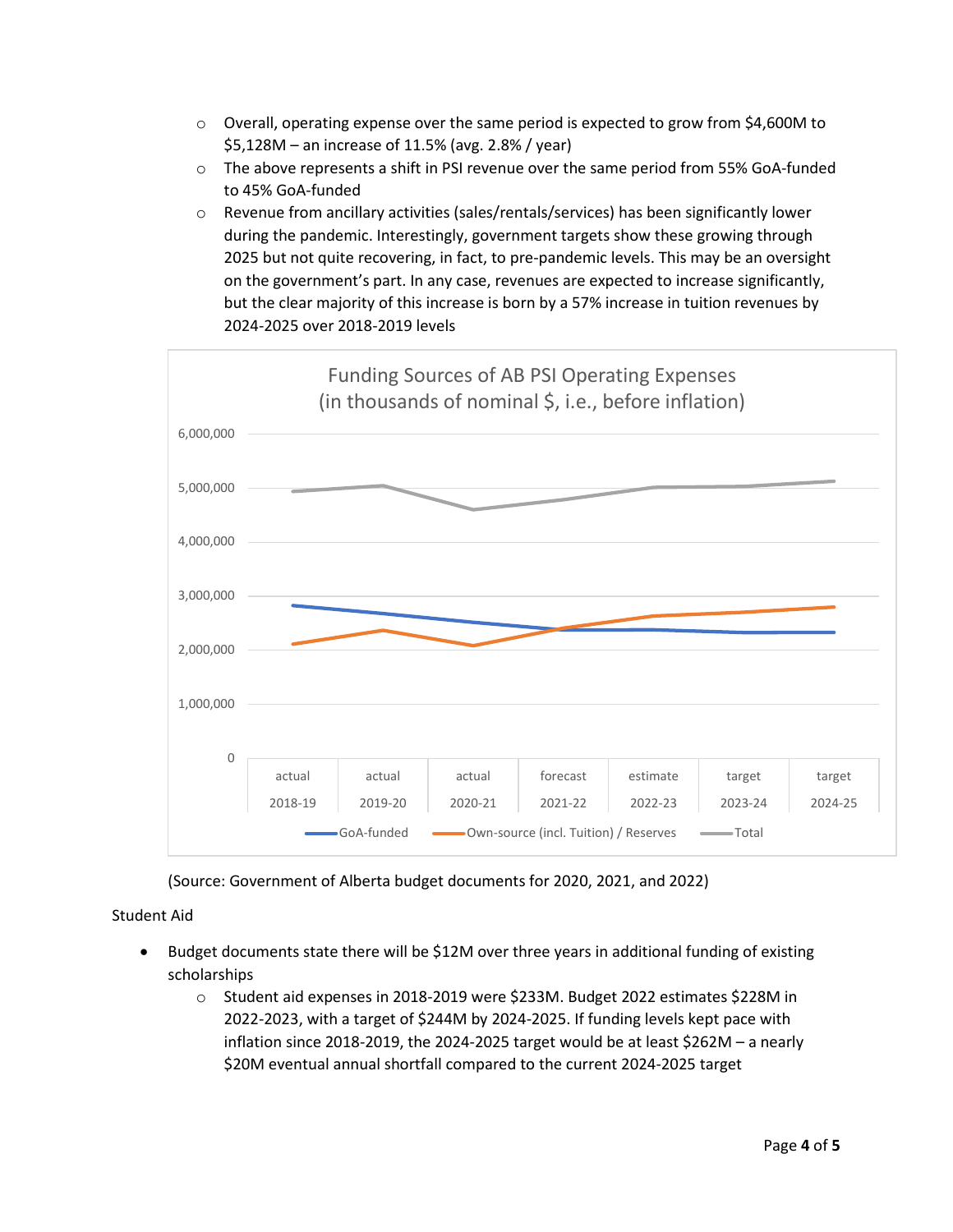- Overall, operating expense over the same period is expected to grow from $4,600M to $5,128M – an increase of 11.5% (avg. 2.8% / year)
    - The above represents a shift in PSI revenue over the same period from 55% GoA-funded to 45% GoA-funded
    - Revenue from ancillary activities (sales/rentals/services) has been significantly lower during the pandemic. Interestingly, government targets show these growing through 2025 but not quite recovering, in fact, to pre-pandemic levels. This may be an oversight on the government's part. In any case, revenues are expected to increase significantly, but the clear majority of this increase is born by a 57% increase in tuition revenues by 2024-2025 over 2018-2019 levels

(Source: Government of Alberta budget documents for 2020, 2021, and 2022)

Student Aid

- Budget documents state there will be $12M over three years in additional funding of existing scholarships
    - Student aid expenses in 2018-2019 were $233M. Budget 2022 estimates $228M in 2022-2023, with a target of $244M by 2024-2025. If funding levels kept pace with inflation since 2018-2019, the 2024-2025 target would be at least $262M – a nearly $20M eventual annual shortfall compared to the current 2024-2025 target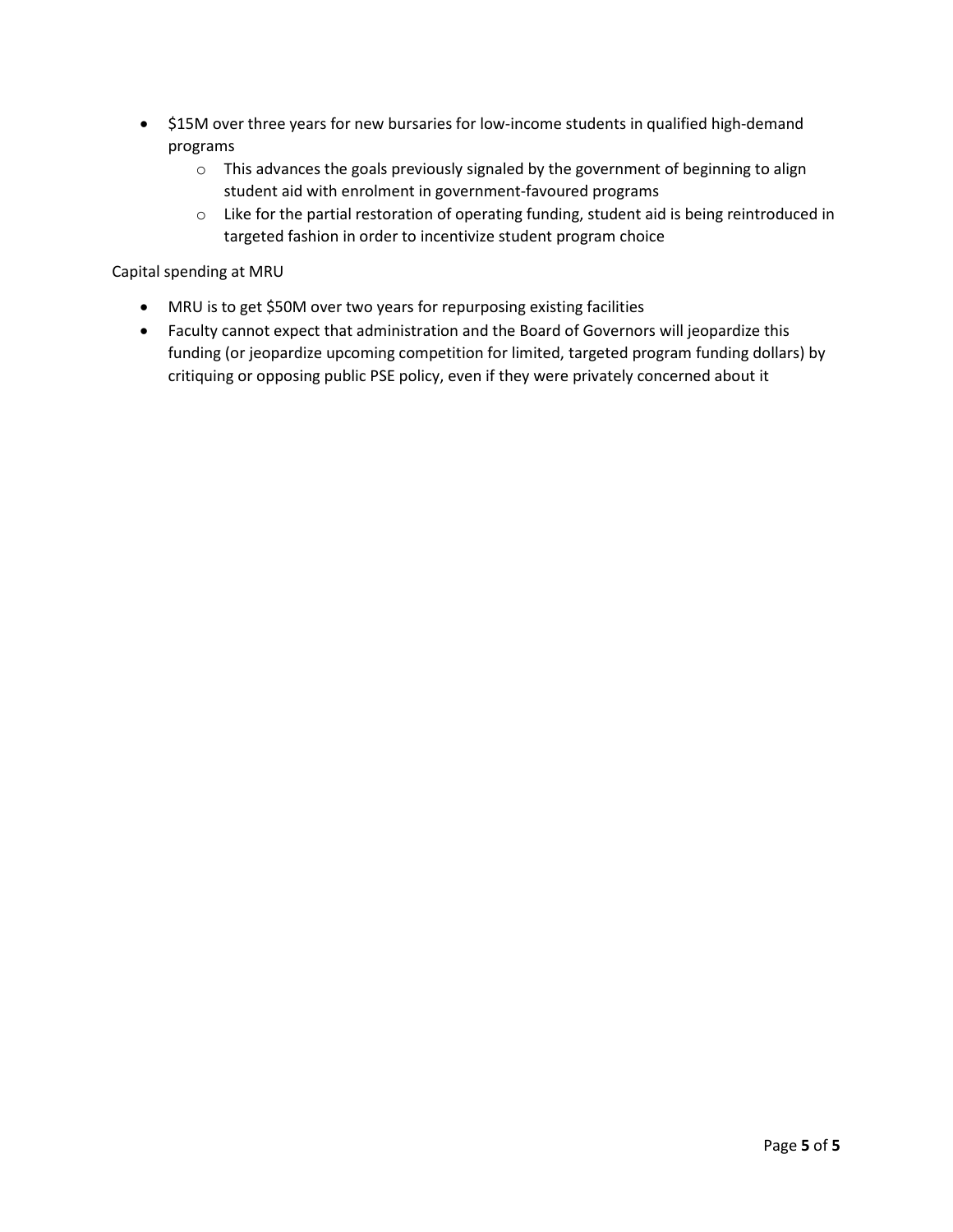- $15M over three years for new bursaries for low-income students in qualified high-demand programs
    - This advances the goals previously signaled by the government of beginning to align student aid with enrolment in government-favoured programs
    - Like for the partial restoration of operating funding, student aid is being reintroduced in targeted fashion in order to incentivize student program choice

Capital spending at MRU

- MRU is to get $50M over two years for repurposing existing facilities
- Faculty cannot expect that administration and the Board of Governors will jeopardize this funding (or jeopardize upcoming competition for limited, targeted program funding dollars) by critiquing or opposing public PSE policy, even if they were privately concerned about it